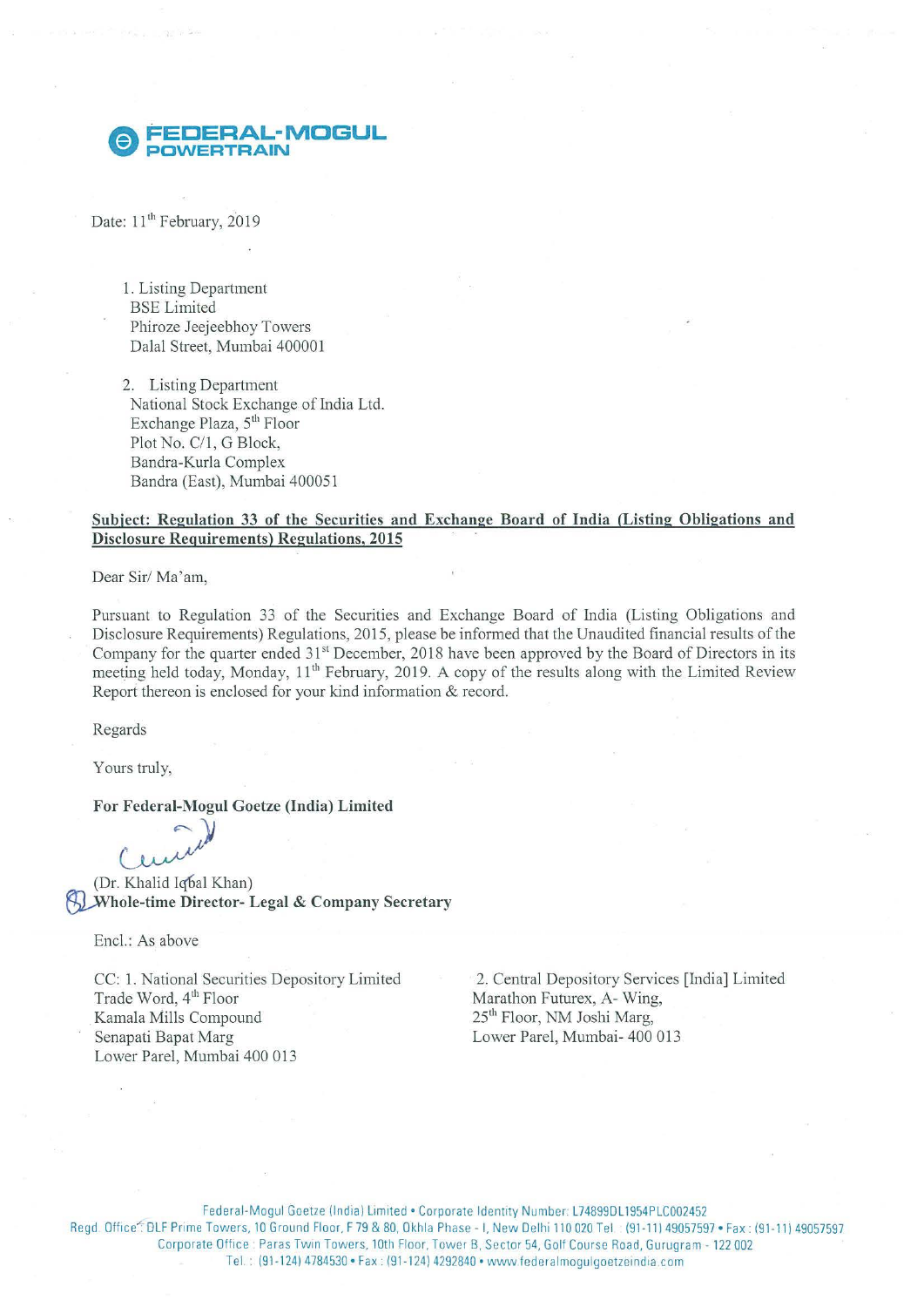**FEDERAL-MOGUL POWERTRAIN**

Date: 11th February, 2019

1. Listing Department  
BSE Limited  
Phiroze Jeejeebhoy Towers  
Dalal Street, Mumbai 400001

2. Listing Department  
National Stock Exchange of India Ltd.  
Exchange Plaza, 5th Floor  
Plot No. C/1, G Block,  
Bandra-Kurla Complex  
Bandra (East), Mumbai 400051

**Subject: Regulation 33 of the Securities and Exchange Board of India (Listing Obligations and Disclosure Requirements) Regulations, 2015**

Dear Sir/ Ma'am,

Pursuant to Regulation 33 of the Securities and Exchange Board of India (Listing Obligations and Disclosure Requirements) Regulations, 2015, please be informed that the Unaudited financial results of the Company for the quarter ended 31st December, 2018 have been approved by the Board of Directors in its meeting held today, Monday, 11th February, 2019. A copy of the results along with the Limited Review Report thereon is enclosed for your kind information & record.

Regards

Yours truly,

**For Federal-Mogul Goetze (India) Limited**

(Dr. Khalid Iqbal Khan)  
**Whole-time Director- Legal & Company Secretary**

Encl.: As above

CC: 1. National Securities Depository Limited  
Trade Word, 4th Floor  
Kamala Mills Compound  
Senapati Bapat Marg  
Lower Parel, Mumbai 400 013

2. Central Depository Services [India] Limited  
Marathon Futurex, A- Wing,  
25th Floor, NM Joshi Marg,  
Lower Parel, Mumbai- 400 013

Federal-Mogul Goetze (India) Limited • Corporate Identity Number: L74899DL1954PLC002452  
Regd. Office: DLF Prime Towers, 10 Ground Floor, F 79 & 80, Okhla Phase - I, New Delhi 110 020 Tel : (91-11) 49057597 • Fax : (91-11) 49057597  
Corporate Office : Paras Twin Towers, 10th Floor, Tower B, Sector 54, Golf Course Road, Gurugram - 122 002  
Tel. : (91-124) 4784530 • Fax : (91-124) 4292840 • www.federalmogulgoetzeindia.com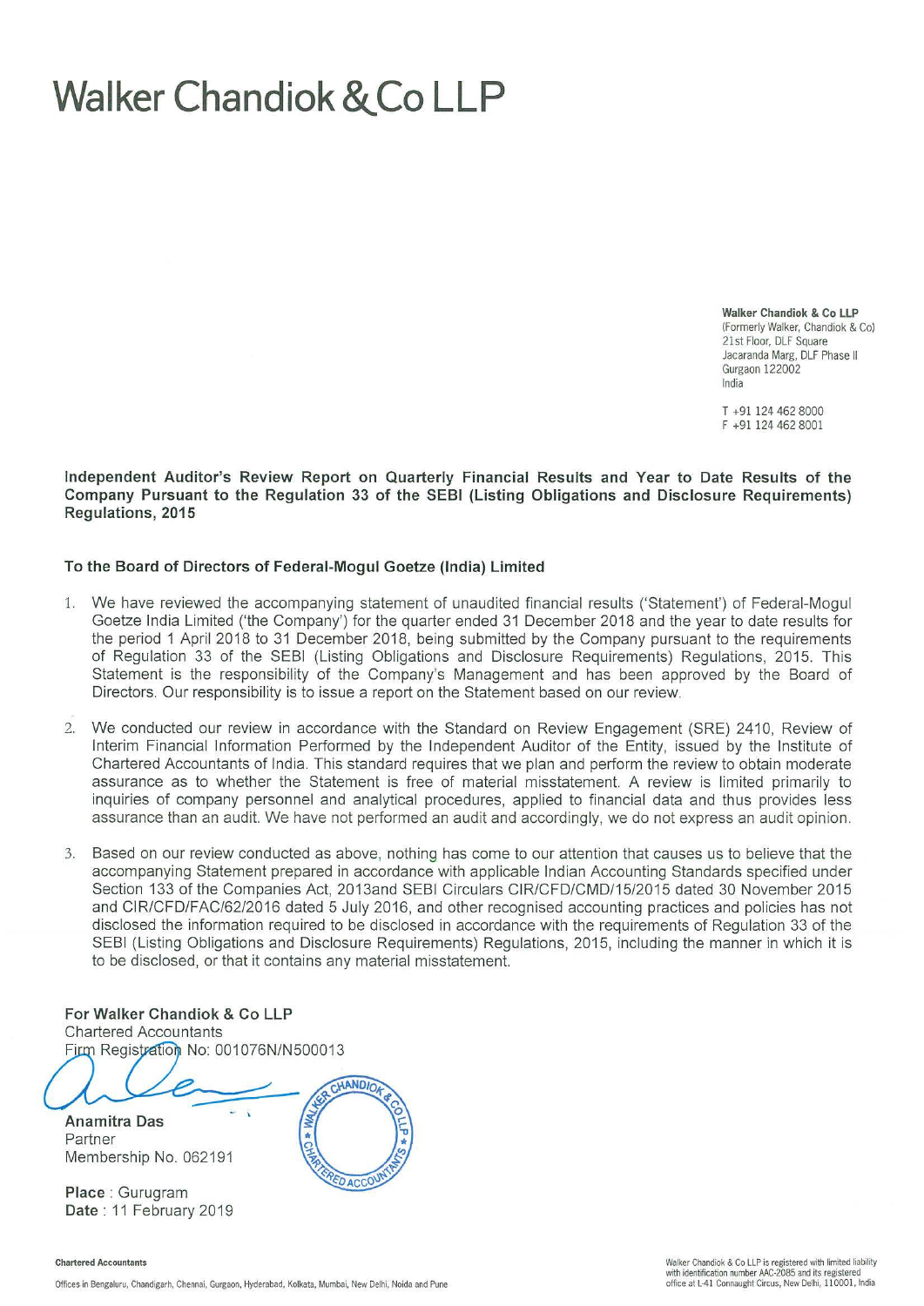# Walker Chandiok & Co LLP

**Walker Chandiok & Co LLP**
(Formerly Walker, Chandiok & Co)
21st Floor, DLF Square
Jacaranda Marg, DLF Phase II
Gurgaon 122002
India

T +91 124 462 8000
F +91 124 462 8001

**Independent Auditor's Review Report on Quarterly Financial Results and Year to Date Results of the Company Pursuant to the Regulation 33 of the SEBI (Listing Obligations and Disclosure Requirements) Regulations, 2015**

**To the Board of Directors of Federal-Mogul Goetze (India) Limited**

1. We have reviewed the accompanying statement of unaudited financial results ('Statement') of Federal-Mogul Goetze India Limited ('the Company') for the quarter ended 31 December 2018 and the year to date results for the period 1 April 2018 to 31 December 2018, being submitted by the Company pursuant to the requirements of Regulation 33 of the SEBI (Listing Obligations and Disclosure Requirements) Regulations, 2015. This Statement is the responsibility of the Company's Management and has been approved by the Board of Directors. Our responsibility is to issue a report on the Statement based on our review.

2. We conducted our review in accordance with the Standard on Review Engagement (SRE) 2410, Review of Interim Financial Information Performed by the Independent Auditor of the Entity, issued by the Institute of Chartered Accountants of India. This standard requires that we plan and perform the review to obtain moderate assurance as to whether the Statement is free of material misstatement. A review is limited primarily to inquiries of company personnel and analytical procedures, applied to financial data and thus provides less assurance than an audit. We have not performed an audit and accordingly, we do not express an audit opinion.

3. Based on our review conducted as above, nothing has come to our attention that causes us to believe that the accompanying Statement prepared in accordance with applicable Indian Accounting Standards specified under Section 133 of the Companies Act, 2013and SEBI Circulars CIR/CFD/CMD/15/2015 dated 30 November 2015 and CIR/CFD/FAC/62/2016 dated 5 July 2016, and other recognised accounting practices and policies has not disclosed the information required to be disclosed in accordance with the requirements of Regulation 33 of the SEBI (Listing Obligations and Disclosure Requirements) Regulations, 2015, including the manner in which it is to be disclosed, or that it contains any material misstatement.

**For Walker Chandiok & Co LLP**
Chartered Accountants
Firm Registration No: 001076N/N500013

**Anamitra Das**
Partner
Membership No. 062191

**Place** : Gurugram
**Date** : 11 February 2019

**Chartered Accountants**

Offices in Bengaluru, Chandigarh, Chennai, Gurgaon, Hyderabad, Kolkata, Mumbai, New Delhi, Noida and Pune

Walker Chandiok & Co LLP is registered with limited liability with identification number AAC-2085 and its registered office at L-41 Connaught Circus, New Delhi, 110001, India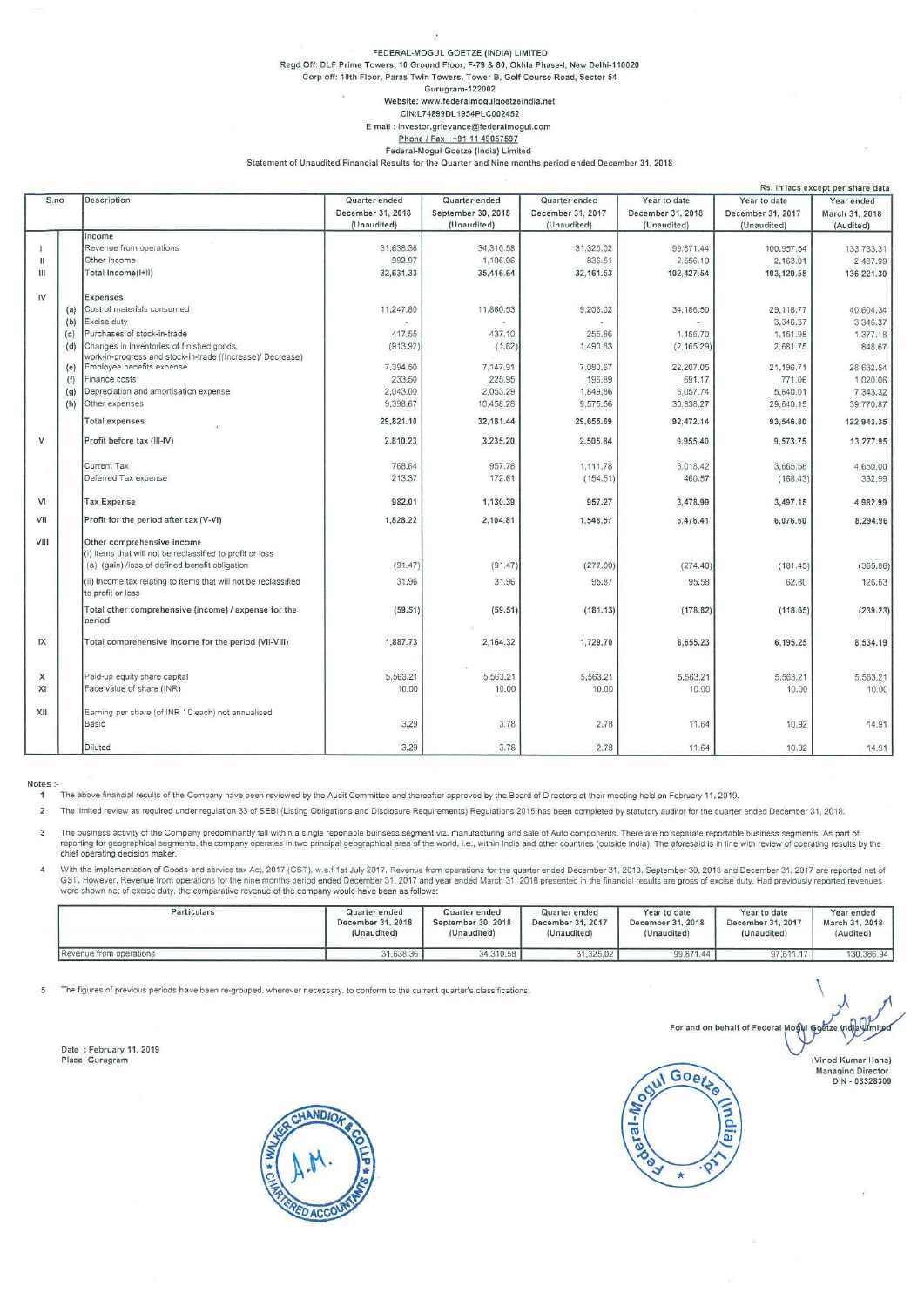FEDERAL-MOGUL GOETZE (INDIA) LIMITED

Regd Off: DLF Prime Towers, 10 Ground Floor, F-79 & 80, Okhla Phase-I, New Delhi-110020

Corp off: 10th Floor, Paras Twin Towers, Tower B, Golf Course Road, Sector 54

Gurugram-122002

Website: www.federalmogulgoetzeindia.net

CIN:L74899DL1954PLC002452

E mail : investor.grievance@federalmogul.com

Phone / Fax : +91 11 49057597

Federal-Mogul Goetze (India) Limited

Statement of Unaudited Financial Results for the Quarter and Nine months period ended December 31, 2018

Rs. in lacs except per share data

| S.no | | Description | Quarter ended December 31, 2018 (Unaudited) | Quarter ended September 30, 2018 (Unaudited) | Quarter ended December 31, 2017 (Unaudited) | Year to date December 31, 2018 (Unaudited) | Year to date December 31, 2017 (Unaudited) | Year ended March 31, 2018 (Audited) |
|---|---|---|---|---|---|---|---|---|
| | | Income | | | | | | |
| I | | Revenue from operations | 31,638.36 | 34,310.58 | 31,325.02 | 99,871.44 | 100,957.54 | 133,733.31 |
| II | | Other Income | 992.97 | 1,106.06 | 836.51 | 2,556.10 | 2,163.01 | 2,487.99 |
| III | | Total Income(I+II) | 32,631.33 | 35,416.64 | 32,161.53 | 102,427.54 | 103,120.55 | 136,221.30 |
| IV | | Expenses | | | | | | |
| | (a) | Cost of materials consumed | 11,247.80 | 11,860.53 | 9,206.02 | 34,186.50 | 29,118.77 | 40,604.34 |
| | (b) | Excise duty | - | - | - | - | 3,346.37 | 3,346.37 |
| | (c) | Purchases of stock-in-trade | 417.55 | 437.10 | 255.86 | 1,156.70 | 1,151.98 | 1,377.18 |
| | (d) | Changes in inventories of finished goods, work-in-progress and stock-in-trade ((Increase)/ Decrease) | (913.92) | (1.62) | 1,490.83 | (2,165.29) | 2,681.75 | 848.67 |
| | (e) | Employee benefits expense | 7,394.50 | 7,147.91 | 7,080.67 | 22,207.05 | 21,196.71 | 28,632.54 |
| | (f) | Finance costs | 233.50 | 225.95 | 196.89 | 691.17 | 771.06 | 1,020.06 |
| | (g) | Depreciation and amortisation expense | 2,043.00 | 2,053.29 | 1,849.86 | 6,057.74 | 5,640.01 | 7,343.32 |
| | (h) | Other expenses | 9,398.67 | 10,458.28 | 9,575.56 | 30,338.27 | 29,640.15 | 39,770.87 |
| | | Total expenses | 29,821.10 | 32,181.44 | 29,655.69 | 92,472.14 | 93,546.80 | 122,943.35 |
| V | | Profit before tax (III-IV) | 2,810.23 | 3,235.20 | 2,505.84 | 9,955.40 | 9,573.75 | 13,277.95 |
| | | Current Tax | 768.64 | 957.78 | 1,111.78 | 3,018.42 | 3,665.58 | 4,650.00 |
| | | Deferred Tax expense | 213.37 | 172.61 | (154.51) | 460.57 | (168.43) | 332.99 |
| VI | | Tax Expense | 982.01 | 1,130.39 | 957.27 | 3,478.99 | 3,497.15 | 4,982.99 |
| VII | | Profit for the period after tax (V-VI) | 1,828.22 | 2,104.81 | 1,548.57 | 6,476.41 | 6,076.60 | 8,294.96 |
| VIII | | Other comprehensive income (i) Items that will not be reclassified to profit or loss | | | | | | |
| | | (a) (gain) /loss of defined benefit obligation | (91.47) | (91.47) | (277.00) | (274.40) | (181.45) | (365.86) |
| | | (ii) Income tax relating to items that will not be reclassified to profit or loss | 31.96 | 31.96 | 95.87 | 95.58 | 62.80 | 126.63 |
| | | Total other comprehensive (income) / expense for the period | (59.51) | (59.51) | (181.13) | (178.82) | (118.65) | (239.23) |
| IX | | Total comprehensive income for the period (VII-VIII) | 1,887.73 | 2,164.32 | 1,729.70 | 6,655.23 | 6,195.25 | 8,534.19 |
| X | | Paid-up equity share capital | 5,563.21 | 5,563.21 | 5,563.21 | 5,563.21 | 5,563.21 | 5,563.21 |
| XI | | Face value of share (INR) | 10.00 | 10.00 | 10.00 | 10.00 | 10.00 | 10.00 |
| XII | | Earning per share (of INR 10 each) not annualised | | | | | | |
| | | Basic | 3.29 | 3.78 | 2.78 | 11.64 | 10.92 | 14.91 |
| | | Diluted | 3.29 | 3.78 | 2.78 | 11.64 | 10.92 | 14.91 |

Notes :-

1. The above financial results of the Company have been reviewed by the Audit Committee and thereafter approved by the Board of Directors at their meeting held on February 11, 2019.

2. The limited review as required under regulation 33 of SEBI (Listing Obligations and Disclosure Requirements) Regulations 2015 has been completed by statutory auditor for the quarter ended December 31, 2018.

3. The business activity of the Company predominantly fall within a single reportable buinsess segment viz. manufacturing and sale of Auto components. There are no separate reportable business segments. As part of reporting for geographical segments, the company operates in two principal geographical area of the world, i.e., within India and other countries (outside India). The aforesaid is in line with review of operating results by the chief operating decision maker.

4. With the implementation of Goods and service tax Act, 2017 (GST), w.e.f 1st July 2017, Revenue from operations for the quarter ended December 31, 2018, September 30, 2018 and December 31, 2017 are reported net of GST. However, Revenue from operations for the nine months period ended December 31, 2017 and year ended March 31, 2018 presented in the financial results are gross of excise duty. Had previously reported revenues were shown net of excise duty, the comparative revenue of the company would have been as follows:

| Particulars | Quarter ended December 31, 2018 (Unaudited) | Quarter ended September 30, 2018 (Unaudited) | Quarter ended December 31, 2017 (Unaudited) | Year to date December 31, 2018 (Unaudited) | Year to date December 31, 2017 (Unaudited) | Year ended March 31, 2018 (Audited) |
|---|---|---|---|---|---|---|
| Revenue from operations | 31,638.36 | 34,310.58 | 31,325.02 | 99,871.44 | 97,611.17 | 130,386.94 |

5. The figures of previous periods have been re-grouped, wherever necessary, to conform to the current quarter's classifications.

For and on behalf of Federal Mogul Goetze India Limited

(Vinod Kumar Hans)
Managing Director
DIN - 03328309

Date : February 11, 2019
Place: Gurugram